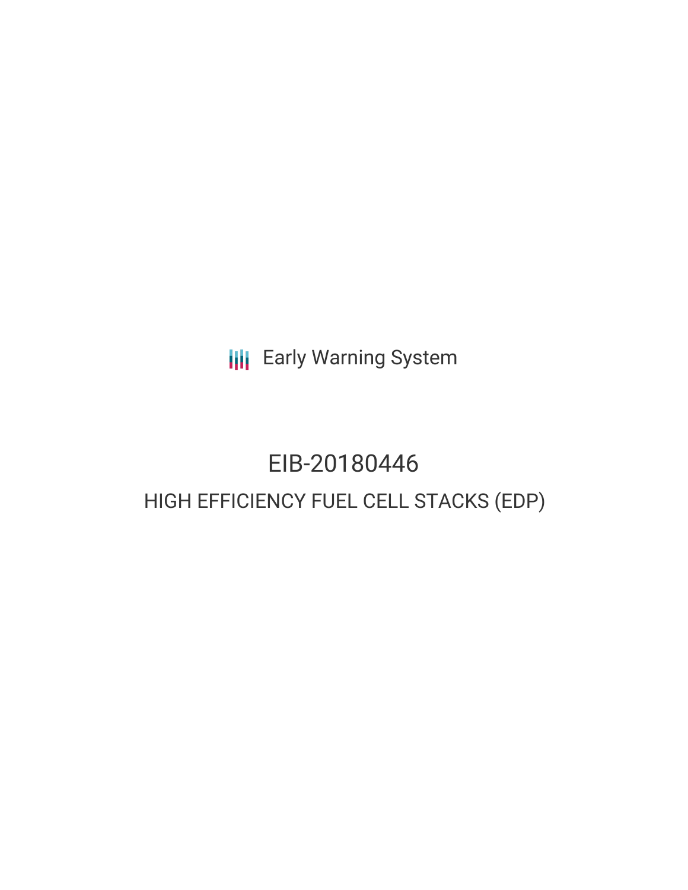Early Warning System

# EIB-20180446

## HIGH EFFICIENCY FUEL CELL STACKS (EDP)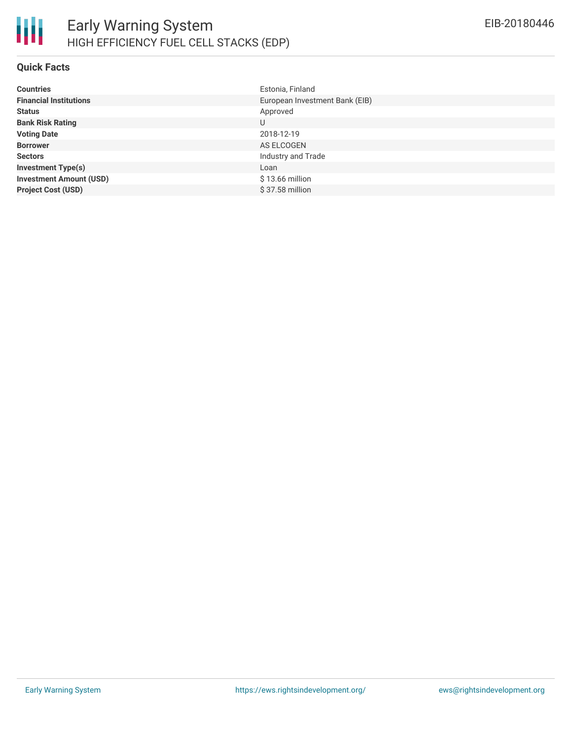# Early Warning System

## HIGH EFFICIENCY FUEL CELL STACKS (EDP)

EIB-20180446

### Quick Facts

| | |
|---|---|
| **Countries** | Estonia, Finland |
| **Financial Institutions** | European Investment Bank (EIB) |
| **Status** | Approved |
| **Bank Risk Rating** | U |
| **Voting Date** | 2018-12-19 |
| **Borrower** | AS ELCOGEN |
| **Sectors** | Industry and Trade |
| **Investment Type(s)** | Loan |
| **Investment Amount (USD)** | $ 13.66 million |
| **Project Cost (USD)** | $ 37.58 million |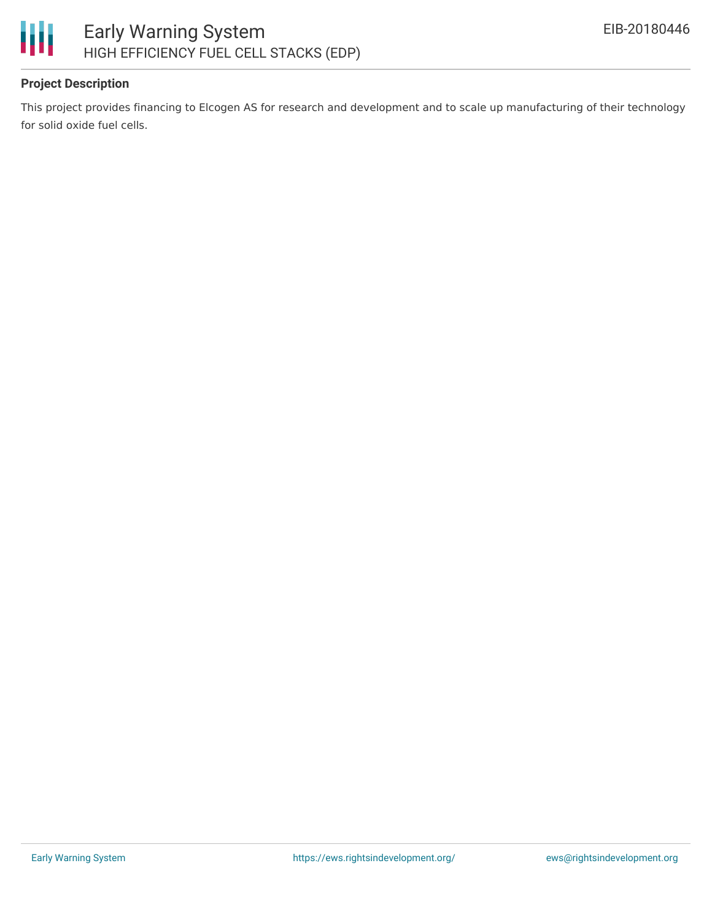### Project Description

This project provides financing to Elcogen AS for research and development and to scale up manufacturing of their technology for solid oxide fuel cells.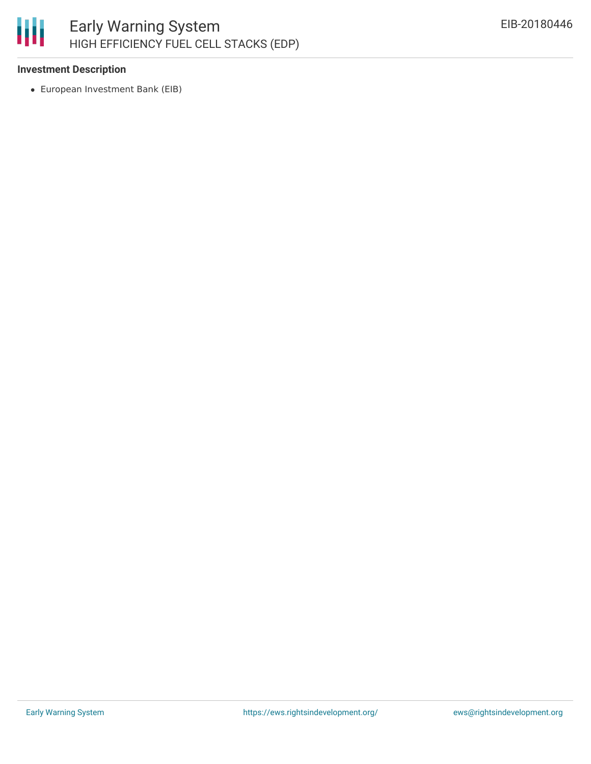**Investment Description**

- European Investment Bank (EIB)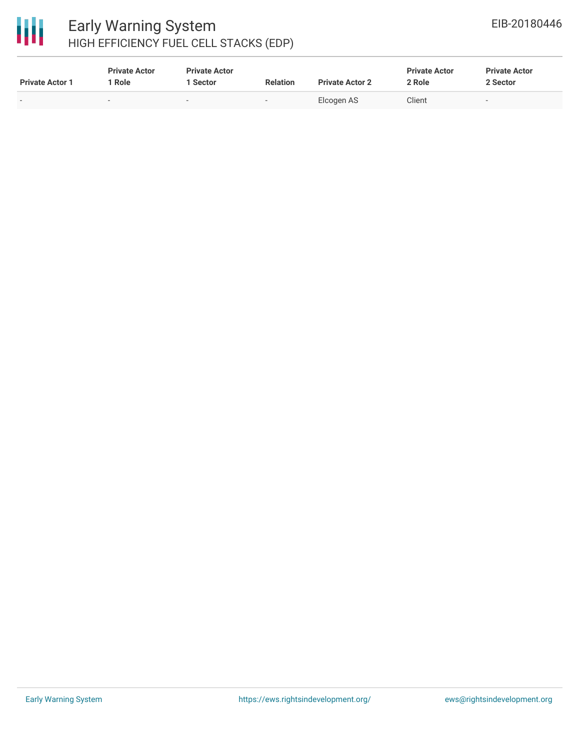| Private Actor 1 | Private Actor 1 Role | Private Actor 1 Sector | Relation | Private Actor 2 | Private Actor 2 Role | Private Actor 2 Sector |
|---|---|---|---|---|---|---|
| - | - | - | - | Elcogen AS | Client | - |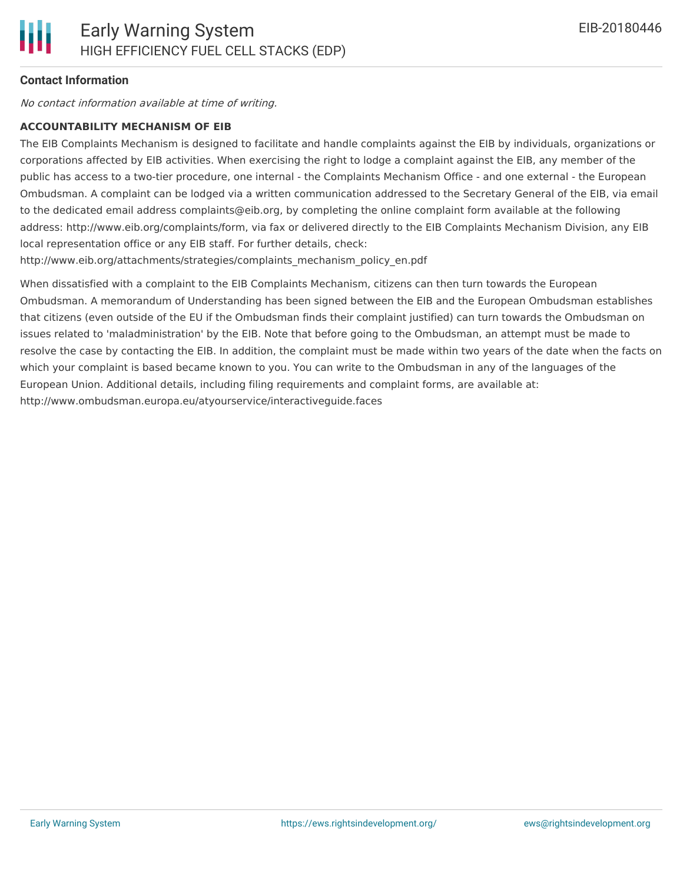## Contact Information

*No contact information available at time of writing.*

### ACCOUNTABILITY MECHANISM OF EIB

The EIB Complaints Mechanism is designed to facilitate and handle complaints against the EIB by individuals, organizations or corporations affected by EIB activities. When exercising the right to lodge a complaint against the EIB, any member of the public has access to a two-tier procedure, one internal - the Complaints Mechanism Office - and one external - the European Ombudsman. A complaint can be lodged via a written communication addressed to the Secretary General of the EIB, via email to the dedicated email address complaints@eib.org, by completing the online complaint form available at the following address: http://www.eib.org/complaints/form, via fax or delivered directly to the EIB Complaints Mechanism Division, any EIB local representation office or any EIB staff. For further details, check: http://www.eib.org/attachments/strategies/complaints_mechanism_policy_en.pdf

When dissatisfied with a complaint to the EIB Complaints Mechanism, citizens can then turn towards the European Ombudsman. A memorandum of Understanding has been signed between the EIB and the European Ombudsman establishes that citizens (even outside of the EU if the Ombudsman finds their complaint justified) can turn towards the Ombudsman on issues related to 'maladministration' by the EIB. Note that before going to the Ombudsman, an attempt must be made to resolve the case by contacting the EIB. In addition, the complaint must be made within two years of the date when the facts on which your complaint is based became known to you. You can write to the Ombudsman in any of the languages of the European Union. Additional details, including filing requirements and complaint forms, are available at: http://www.ombudsman.europa.eu/atyourservice/interactiveguide.faces